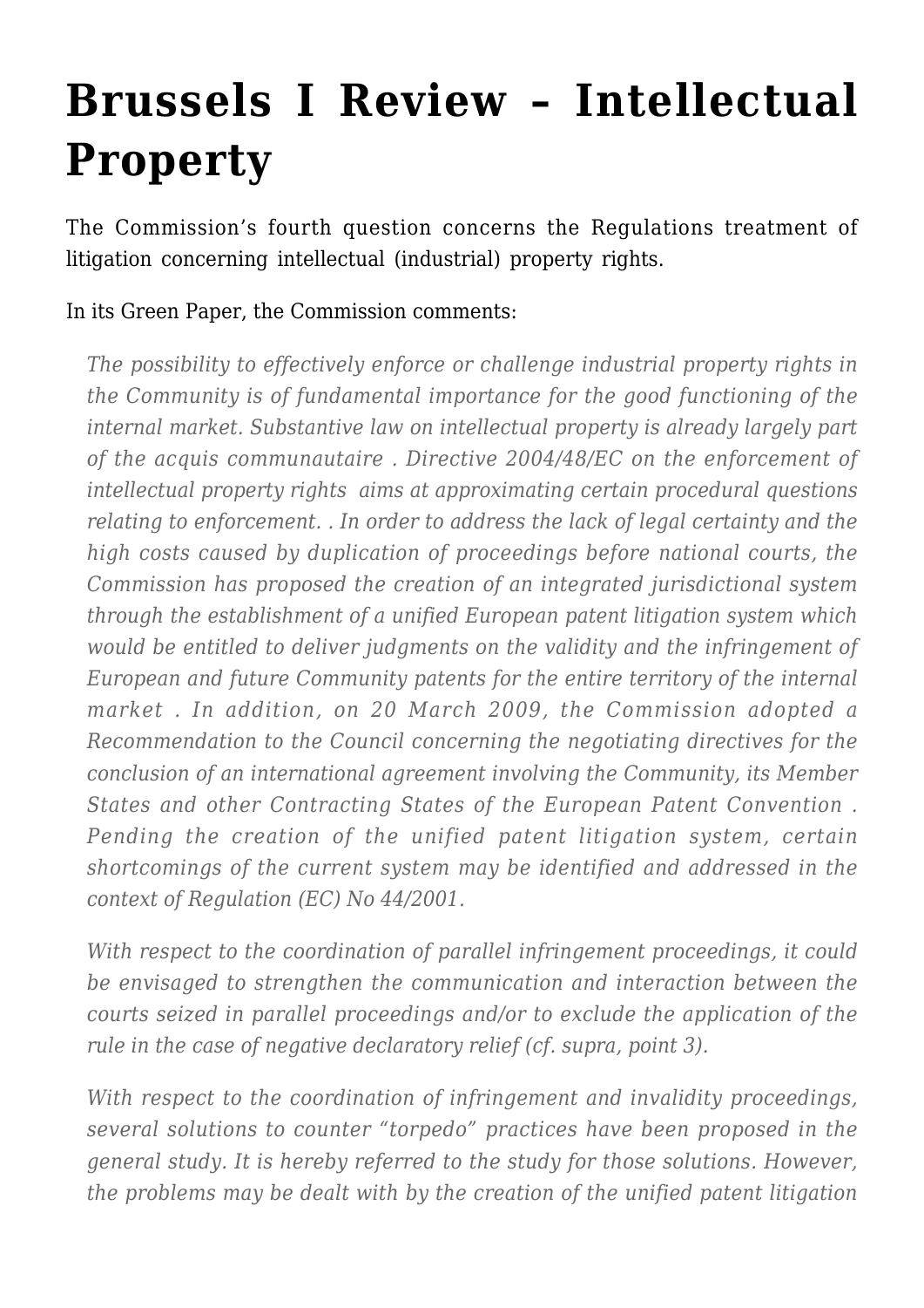# Brussels I Review – Intellectual Property

The Commission's fourth question concerns the Regulations treatment of litigation concerning intellectual (industrial) property rights.

In its Green Paper, the Commission comments:

> *The possibility to effectively enforce or challenge industrial property rights in the Community is of fundamental importance for the good functioning of the internal market. Substantive law on intellectual property is already largely part of the acquis communautaire . Directive 2004/48/EC on the enforcement of intellectual property rights aims at approximating certain procedural questions relating to enforcement. . In order to address the lack of legal certainty and the high costs caused by duplication of proceedings before national courts, the Commission has proposed the creation of an integrated jurisdictional system through the establishment of a unified European patent litigation system which would be entitled to deliver judgments on the validity and the infringement of European and future Community patents for the entire territory of the internal market . In addition, on 20 March 2009, the Commission adopted a Recommendation to the Council concerning the negotiating directives for the conclusion of an international agreement involving the Community, its Member States and other Contracting States of the European Patent Convention . Pending the creation of the unified patent litigation system, certain shortcomings of the current system may be identified and addressed in the context of Regulation (EC) No 44/2001.*
>
> *With respect to the coordination of parallel infringement proceedings, it could be envisaged to strengthen the communication and interaction between the courts seized in parallel proceedings and/or to exclude the application of the rule in the case of negative declaratory relief (cf. supra, point 3).*
>
> *With respect to the coordination of infringement and invalidity proceedings, several solutions to counter "torpedo" practices have been proposed in the general study. It is hereby referred to the study for those solutions. However, the problems may be dealt with by the creation of the unified patent litigation*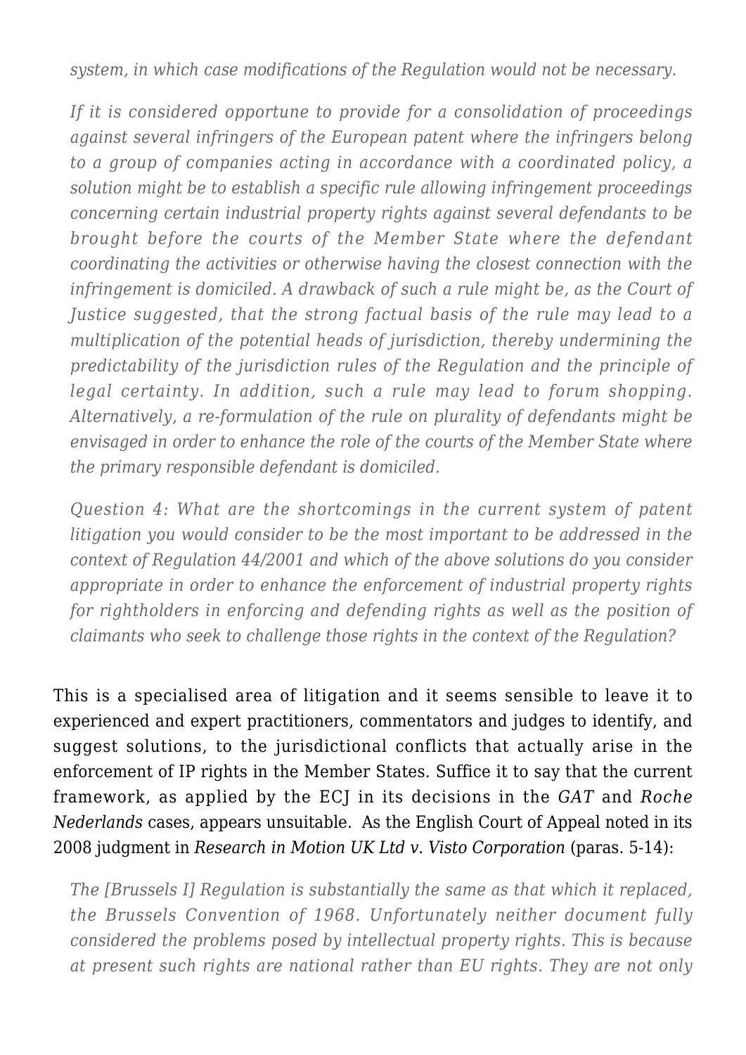*system, in which case modifications of the Regulation would not be necessary.*

> *If it is considered opportune to provide for a consolidation of proceedings against several infringers of the European patent where the infringers belong to a group of companies acting in accordance with a coordinated policy, a solution might be to establish a specific rule allowing infringement proceedings concerning certain industrial property rights against several defendants to be brought before the courts of the Member State where the defendant coordinating the activities or otherwise having the closest connection with the infringement is domiciled. A drawback of such a rule might be, as the Court of Justice suggested, that the strong factual basis of the rule may lead to a multiplication of the potential heads of jurisdiction, thereby undermining the predictability of the jurisdiction rules of the Regulation and the principle of legal certainty. In addition, such a rule may lead to forum shopping. Alternatively, a re-formulation of the rule on plurality of defendants might be envisaged in order to enhance the role of the courts of the Member State where the primary responsible defendant is domiciled.*

> *Question 4: What are the shortcomings in the current system of patent litigation you would consider to be the most important to be addressed in the context of Regulation 44/2001 and which of the above solutions do you consider appropriate in order to enhance the enforcement of industrial property rights for rightholders in enforcing and defending rights as well as the position of claimants who seek to challenge those rights in the context of the Regulation?*

This is a specialised area of litigation and it seems sensible to leave it to experienced and expert practitioners, commentators and judges to identify, and suggest solutions, to the jurisdictional conflicts that actually arise in the enforcement of IP rights in the Member States. Suffice it to say that the current framework, as applied by the ECJ in its decisions in the *GAT* and *Roche Nederlands* cases, appears unsuitable. As the English Court of Appeal noted in its 2008 judgment in *Research in Motion UK Ltd v. Visto Corporation* (paras. 5-14):

> *The [Brussels I] Regulation is substantially the same as that which it replaced, the Brussels Convention of 1968. Unfortunately neither document fully considered the problems posed by intellectual property rights. This is because at present such rights are national rather than EU rights. They are not only*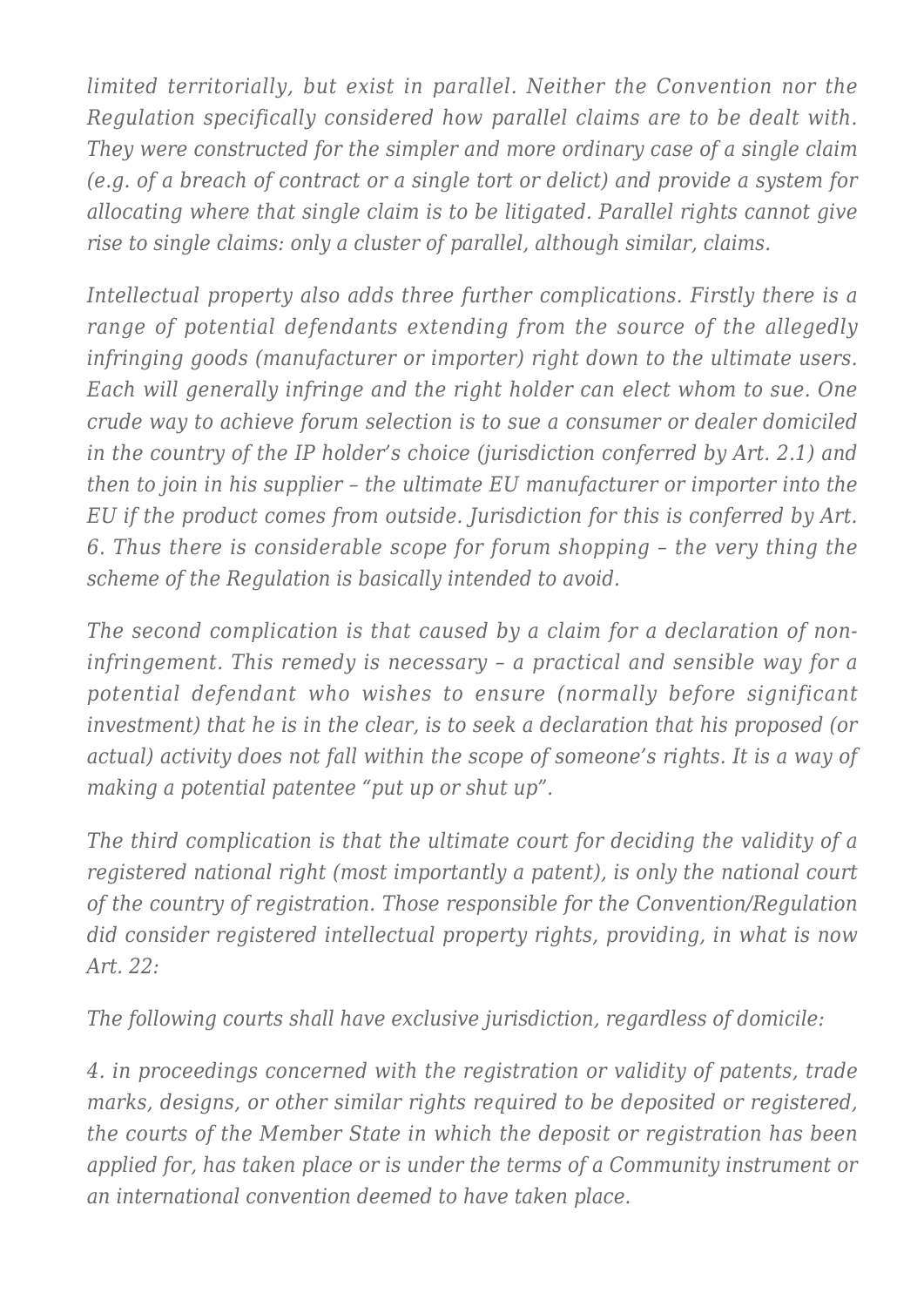*limited territorially, but exist in parallel. Neither the Convention nor the Regulation specifically considered how parallel claims are to be dealt with. They were constructed for the simpler and more ordinary case of a single claim (e.g. of a breach of contract or a single tort or delict) and provide a system for allocating where that single claim is to be litigated. Parallel rights cannot give rise to single claims: only a cluster of parallel, although similar, claims.*

*Intellectual property also adds three further complications. Firstly there is a range of potential defendants extending from the source of the allegedly infringing goods (manufacturer or importer) right down to the ultimate users. Each will generally infringe and the right holder can elect whom to sue. One crude way to achieve forum selection is to sue a consumer or dealer domiciled in the country of the IP holder's choice (jurisdiction conferred by Art. 2.1) and then to join in his supplier – the ultimate EU manufacturer or importer into the EU if the product comes from outside. Jurisdiction for this is conferred by Art. 6. Thus there is considerable scope for forum shopping – the very thing the scheme of the Regulation is basically intended to avoid.*

*The second complication is that caused by a claim for a declaration of non-infringement. This remedy is necessary – a practical and sensible way for a potential defendant who wishes to ensure (normally before significant investment) that he is in the clear, is to seek a declaration that his proposed (or actual) activity does not fall within the scope of someone's rights. It is a way of making a potential patentee "put up or shut up".*

*The third complication is that the ultimate court for deciding the validity of a registered national right (most importantly a patent), is only the national court of the country of registration. Those responsible for the Convention/Regulation did consider registered intellectual property rights, providing, in what is now Art. 22:*

*The following courts shall have exclusive jurisdiction, regardless of domicile:*

*4. in proceedings concerned with the registration or validity of patents, trade marks, designs, or other similar rights required to be deposited or registered, the courts of the Member State in which the deposit or registration has been applied for, has taken place or is under the terms of a Community instrument or an international convention deemed to have taken place.*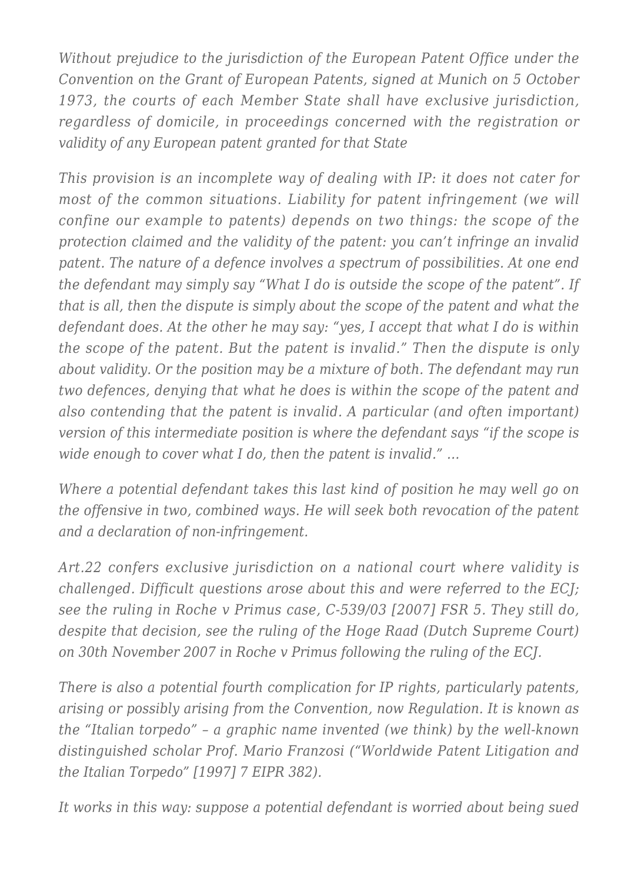*Without prejudice to the jurisdiction of the European Patent Office under the Convention on the Grant of European Patents, signed at Munich on 5 October 1973, the courts of each Member State shall have exclusive jurisdiction, regardless of domicile, in proceedings concerned with the registration or validity of any European patent granted for that State*

*This provision is an incomplete way of dealing with IP: it does not cater for most of the common situations. Liability for patent infringement (we will confine our example to patents) depends on two things: the scope of the protection claimed and the validity of the patent: you can't infringe an invalid patent. The nature of a defence involves a spectrum of possibilities. At one end the defendant may simply say "What I do is outside the scope of the patent". If that is all, then the dispute is simply about the scope of the patent and what the defendant does. At the other he may say: "yes, I accept that what I do is within the scope of the patent. But the patent is invalid." Then the dispute is only about validity. Or the position may be a mixture of both. The defendant may run two defences, denying that what he does is within the scope of the patent and also contending that the patent is invalid. A particular (and often important) version of this intermediate position is where the defendant says "if the scope is wide enough to cover what I do, then the patent is invalid." …*

*Where a potential defendant takes this last kind of position he may well go on the offensive in two, combined ways. He will seek both revocation of the patent and a declaration of non-infringement.*

*Art.22 confers exclusive jurisdiction on a national court where validity is challenged. Difficult questions arose about this and were referred to the ECJ; see the ruling in Roche v Primus case, C-539/03 [2007] FSR 5. They still do, despite that decision, see the ruling of the Hoge Raad (Dutch Supreme Court) on 30th November 2007 in Roche v Primus following the ruling of the ECJ.*

*There is also a potential fourth complication for IP rights, particularly patents, arising or possibly arising from the Convention, now Regulation. It is known as the "Italian torpedo" – a graphic name invented (we think) by the well-known distinguished scholar Prof. Mario Franzosi ("Worldwide Patent Litigation and the Italian Torpedo" [1997] 7 EIPR 382).*

*It works in this way: suppose a potential defendant is worried about being sued*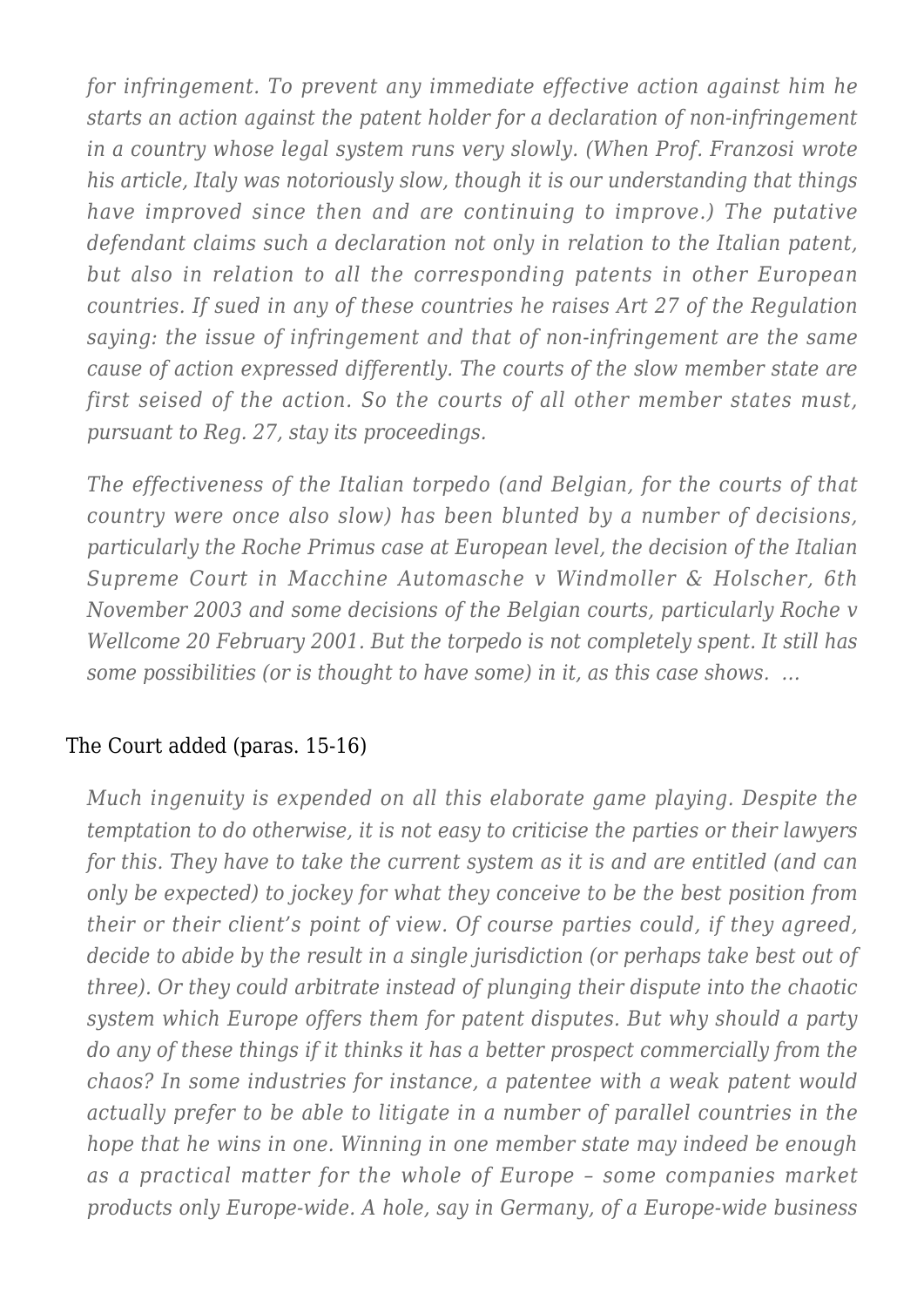*for infringement. To prevent any immediate effective action against him he starts an action against the patent holder for a declaration of non-infringement in a country whose legal system runs very slowly. (When Prof. Franzosi wrote his article, Italy was notoriously slow, though it is our understanding that things have improved since then and are continuing to improve.) The putative defendant claims such a declaration not only in relation to the Italian patent, but also in relation to all the corresponding patents in other European countries. If sued in any of these countries he raises Art 27 of the Regulation saying: the issue of infringement and that of non-infringement are the same cause of action expressed differently. The courts of the slow member state are first seised of the action. So the courts of all other member states must, pursuant to Reg. 27, stay its proceedings.*

*The effectiveness of the Italian torpedo (and Belgian, for the courts of that country were once also slow) has been blunted by a number of decisions, particularly the Roche Primus case at European level, the decision of the Italian Supreme Court in Macchine Automasche v Windmoller & Holscher, 6th November 2003 and some decisions of the Belgian courts, particularly Roche v Wellcome 20 February 2001. But the torpedo is not completely spent. It still has some possibilities (or is thought to have some) in it, as this case shows. …*

The Court added (paras. 15-16)

*Much ingenuity is expended on all this elaborate game playing. Despite the temptation to do otherwise, it is not easy to criticise the parties or their lawyers for this. They have to take the current system as it is and are entitled (and can only be expected) to jockey for what they conceive to be the best position from their or their client's point of view. Of course parties could, if they agreed, decide to abide by the result in a single jurisdiction (or perhaps take best out of three). Or they could arbitrate instead of plunging their dispute into the chaotic system which Europe offers them for patent disputes. But why should a party do any of these things if it thinks it has a better prospect commercially from the chaos? In some industries for instance, a patentee with a weak patent would actually prefer to be able to litigate in a number of parallel countries in the hope that he wins in one. Winning in one member state may indeed be enough as a practical matter for the whole of Europe – some companies market products only Europe-wide. A hole, say in Germany, of a Europe-wide business*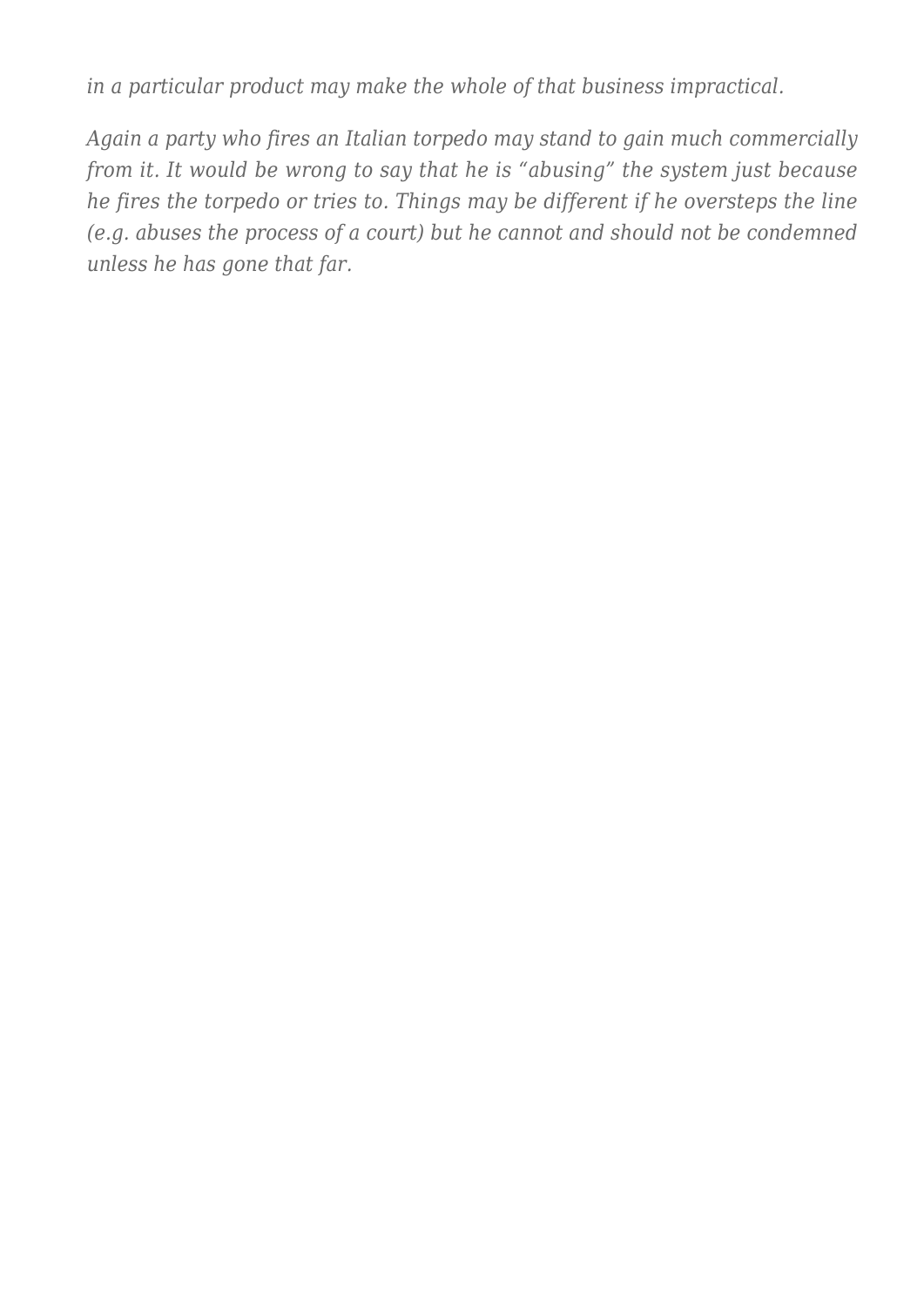*in a particular product may make the whole of that business impractical.*

*Again a party who fires an Italian torpedo may stand to gain much commercially from it. It would be wrong to say that he is "abusing" the system just because he fires the torpedo or tries to. Things may be different if he oversteps the line (e.g. abuses the process of a court) but he cannot and should not be condemned unless he has gone that far.*